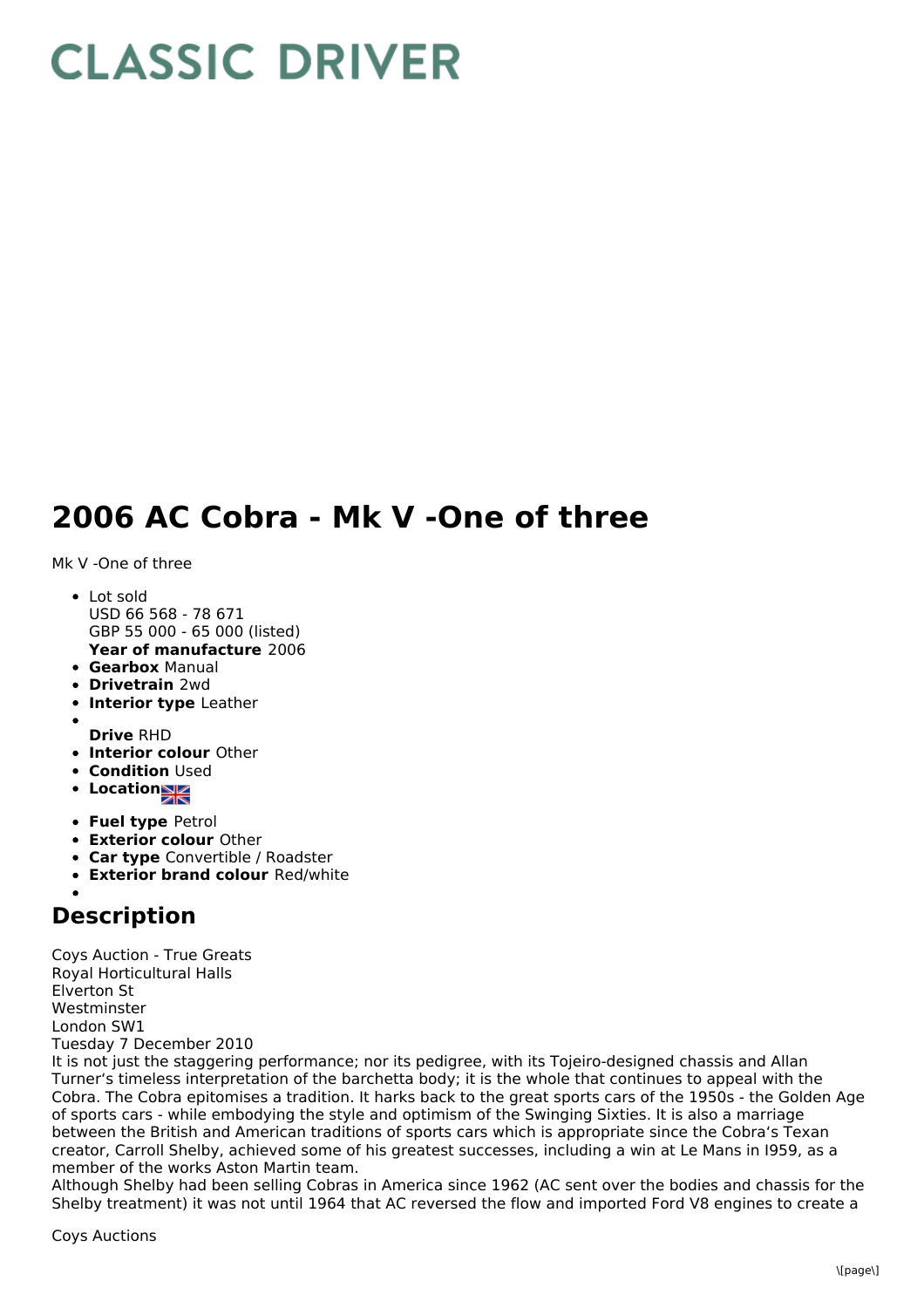# CLASSIC DRIVER

## 2006 AC Cobra - Mk V -One of three

Mk V -One of three

- Lot sold
  USD 66 568 - 78 671
  GBP 55 000 - 65 000 (listed)
  **Year of manufacture** 2006
- **Gearbox** Manual
- **Drivetrain** 2wd
- **Interior type** Leather
- **Drive** RHD
- **Interior colour** Other
- **Condition** Used
- **Location**
- **Fuel type** Petrol
- **Exterior colour** Other
- **Car type** Convertible / Roadster
- **Exterior brand colour** Red/white

## Description

Coys Auction - True Greats
Royal Horticultural Halls
Elverton St
Westminster
London SW1
Tuesday 7 December 2010
It is not just the staggering performance; nor its pedigree, with its Tojeiro-designed chassis and Allan Turner's timeless interpretation of the barchetta body; it is the whole that continues to appeal with the Cobra. The Cobra epitomises a tradition. It harks back to the great sports cars of the 1950s - the Golden Age of sports cars - while embodying the style and optimism of the Swinging Sixties. It is also a marriage between the British and American traditions of sports cars which is appropriate since the Cobra's Texan creator, Carroll Shelby, achieved some of his greatest successes, including a win at Le Mans in I959, as a member of the works Aston Martin team.
Although Shelby had been selling Cobras in America since 1962 (AC sent over the bodies and chassis for the Shelby treatment) it was not until 1964 that AC reversed the flow and imported Ford V8 engines to create a

Coys Auctions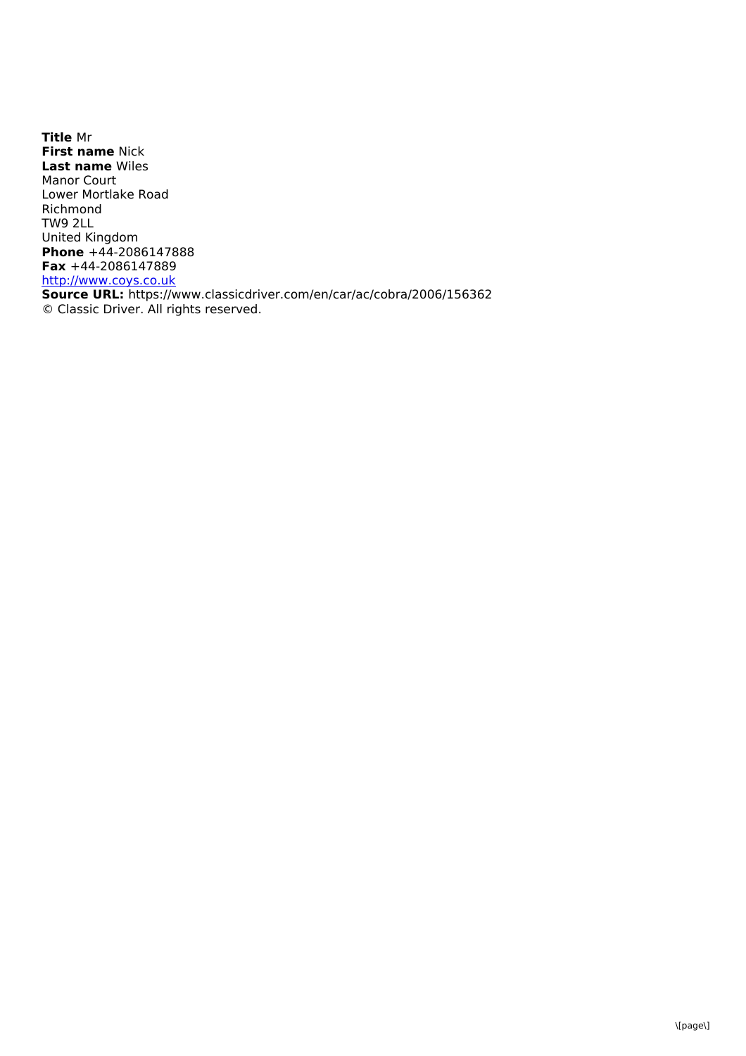**Title** Mr
**First name** Nick
**Last name** Wiles
Manor Court
Lower Mortlake Road
Richmond
TW9 2LL
United Kingdom
**Phone** +44-2086147888
**Fax** +44-2086147889
[http://www.coys.co.uk](http://www.coys.co.uk)
**Source URL:** https://www.classicdriver.com/en/car/ac/cobra/2006/156362
© Classic Driver. All rights reserved.